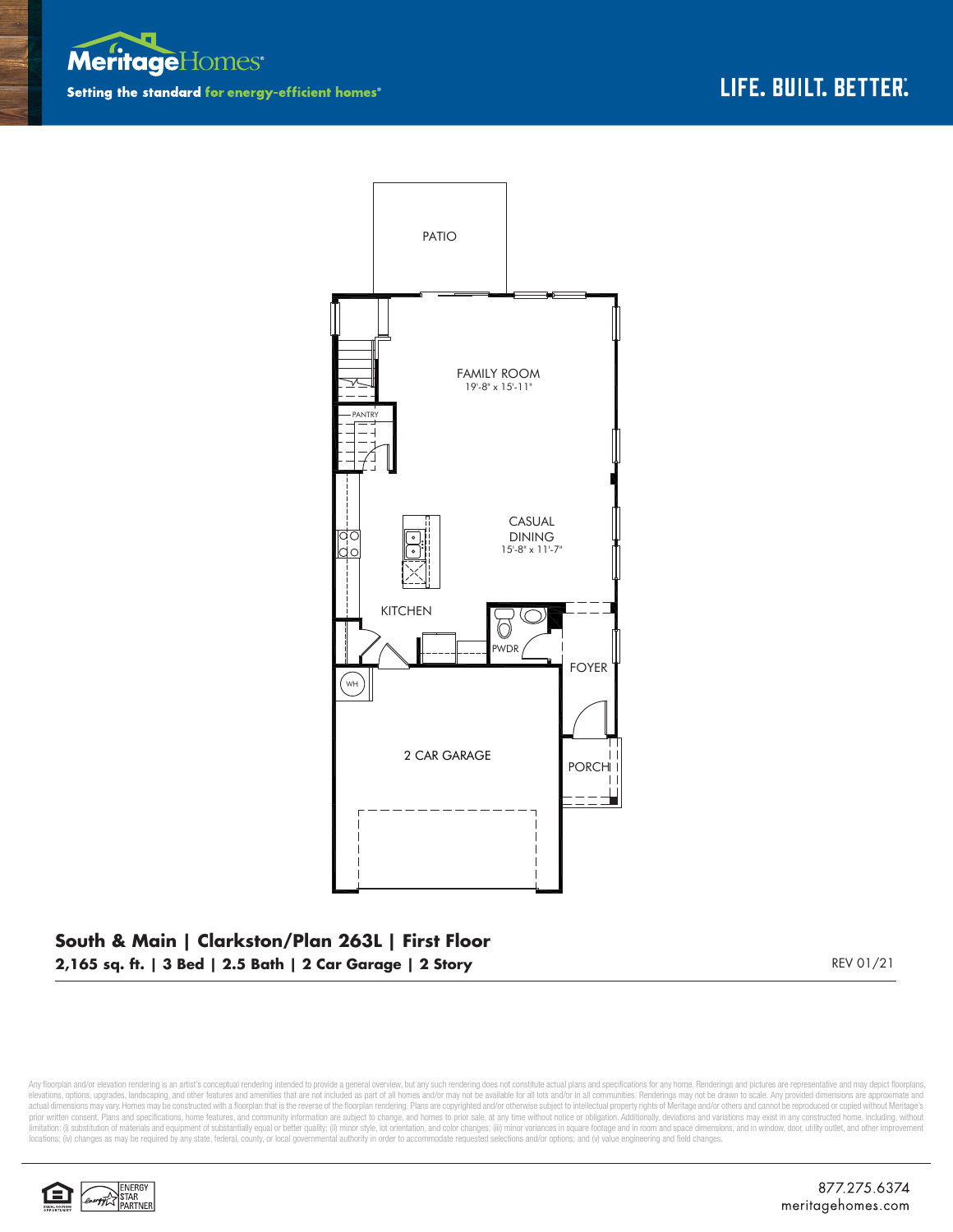MeritageHomes®

Setting the standard for energy-efficient homes®

LIFE. BUILT. BETTER.®

PATIO

FAMILY ROOM
19'-8" x 15'-11"

PANTRY

CASUAL DINING
15'-8" x 11'-7"

KITCHEN

PWDR

FOYER

WH

2 CAR GARAGE

PORCH

## South & Main | Clarkston/Plan 263L | First Floor

**2,165 sq. ft. | 3 Bed | 2.5 Bath | 2 Car Garage | 2 Story**

REV 01/21

Any floorplan and/or elevation rendering is an artist's conceptual rendering intended to provide a general overview, but any such rendering does not constitute actual plans and specifications for any home. Renderings and pictures are representative and may depict floorplans, elevations, options, upgrades, landscaping, and other features and amenities that are not included as part of all homes and/or may not be available for all lots and/or in all communities. Renderings may not be drawn to scale. Any provided dimensions are approximate and actual dimensions may vary. Homes may be constructed with a floorplan that is the reverse of the floorplan rendering. Plans are copyrighted and/or otherwise subject to intellectual property rights of Meritage and/or others and cannot be reproduced or copied without Meritage's prior written consent. Plans and specifications, home features, and community information are subject to change, and homes to prior sale, at any time without notice or obligation. Additionally, deviations and variations may exist in any constructed home, including, without limitation: (i) substitution of materials and equipment of substantially equal or better quality; (ii) minor style, lot orientation, and color changes; (iii) minor variances in square footage and in room and space dimensions, and in window, door, utility outlet, and other improvement locations; (iv) changes as may be required by any state, federal, county, or local governmental authority in order to accommodate requested selections and/or options; and (v) value engineering and field changes.

ENERGY STAR PARTNER

877.275.6374
meritagehomes.com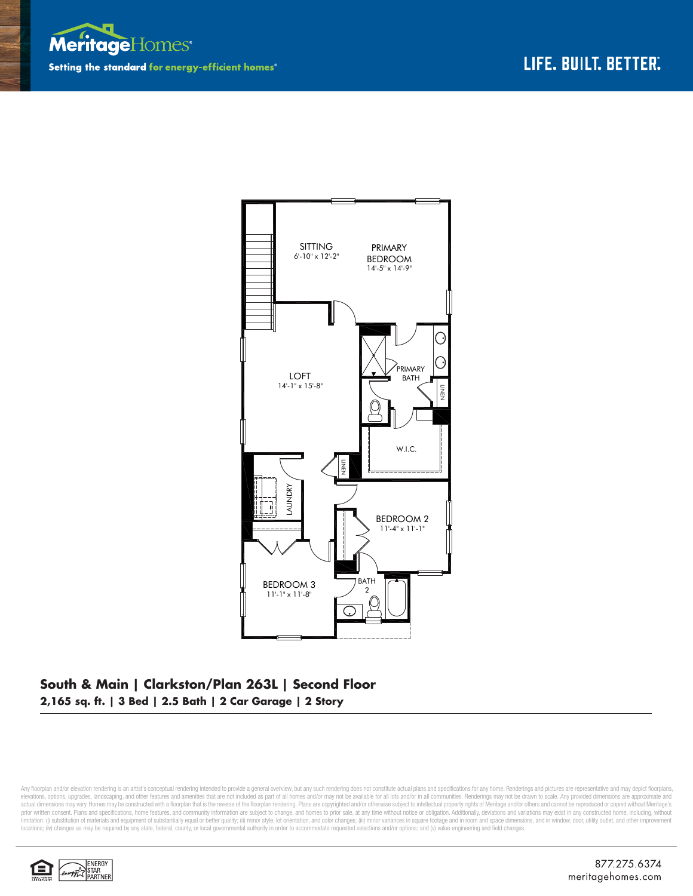Meritage Homes®

Setting the standard for energy-efficient homes®

LIFE. BUILT. BETTER.®

SITTING
6'-10" x 12'-2"

PRIMARY BEDROOM
14'-5" x 14'-9"

LOFT
14'-1" x 15'-8"

PRIMARY BATH

LINEN

W.I.C.

LINEN

LAUNDRY

BEDROOM 2
11'-4" x 11'-1"

BEDROOM 3
11'-1" x 11'-8"

BATH 2

## South & Main | Clarkston/Plan 263L | Second Floor

**2,165 sq. ft. | 3 Bed | 2.5 Bath | 2 Car Garage | 2 Story**

Any floorplan and/or elevation rendering is an artist's conceptual rendering intended to provide a general overview, but any such rendering does not constitute actual plans and specifications for any home. Renderings and pictures are representative and may depict floorplans, elevations, options, upgrades, landscaping, and other features and amenities that are not included as part of all homes and/or may not be available for all lots and/or in all communities. Renderings may not be drawn to scale. Any provided dimensions are approximate and actual dimensions may vary. Homes may be constructed with a floorplan that is the reverse of the floorplan rendering. Plans are copyrighted and/or otherwise subject to intellectual property rights of Meritage and/or others and cannot be reproduced or copied without Meritage's prior written consent. Plans and specifications, home features, and community information are subject to change, and homes to prior sale, at any time without notice or obligation. Additionally, deviations and variations may exist in any constructed home, including, without limitation: (i) substitution of materials and equipment of substantially equal or better quality; (ii) minor style, lot orientation, and color changes; (iii) minor variances in square footage and in room and space dimensions, and in window, door, utility outlet, and other improvement locations; (iv) changes as may be required by any state, federal, county, or local governmental authority in order to accommodate requested selections and/or options; and (v) value engineering and field changes.

ENERGY STAR PARTNER

877.275.6374
meritagehomes.com